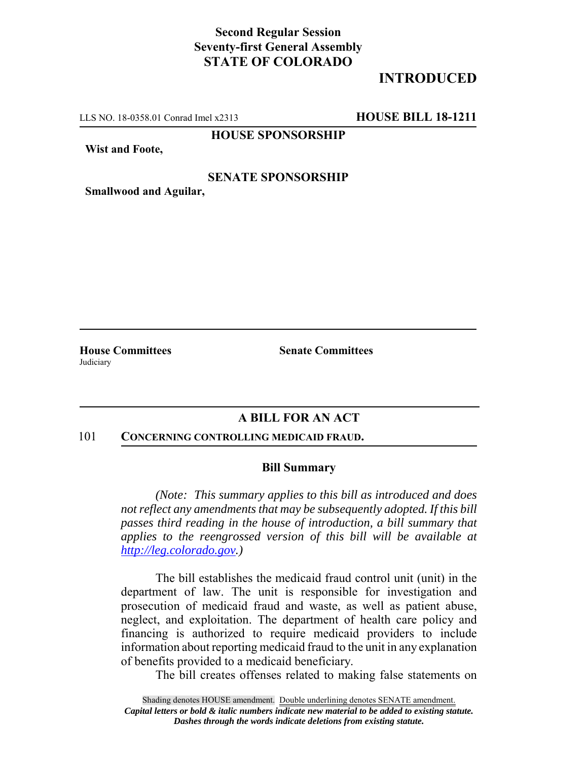**Second Regular Session**
**Seventy-first General Assembly**
**STATE OF COLORADO**

**INTRODUCED**

LLS NO. 18-0358.01 Conrad Imel x2313 **HOUSE BILL 18-1211**

**HOUSE SPONSORSHIP**

**Wist and Foote,**

**SENATE SPONSORSHIP**

**Smallwood and Aguilar,**

**House Committees**
Judiciary

**Senate Committees**

## A BILL FOR AN ACT

101 **CONCERNING CONTROLLING MEDICAID FRAUD.**

### Bill Summary

*(Note: This summary applies to this bill as introduced and does not reflect any amendments that may be subsequently adopted. If this bill passes third reading in the house of introduction, a bill summary that applies to the reengrossed version of this bill will be available at http://leg.colorado.gov.)*

The bill establishes the medicaid fraud control unit (unit) in the department of law. The unit is responsible for investigation and prosecution of medicaid fraud and waste, as well as patient abuse, neglect, and exploitation. The department of health care policy and financing is authorized to require medicaid providers to include information about reporting medicaid fraud to the unit in any explanation of benefits provided to a medicaid beneficiary.

The bill creates offenses related to making false statements on

Shading denotes HOUSE amendment. Double underlining denotes SENATE amendment.
*Capital letters or bold & italic numbers indicate new material to be added to existing statute.*
*Dashes through the words indicate deletions from existing statute.*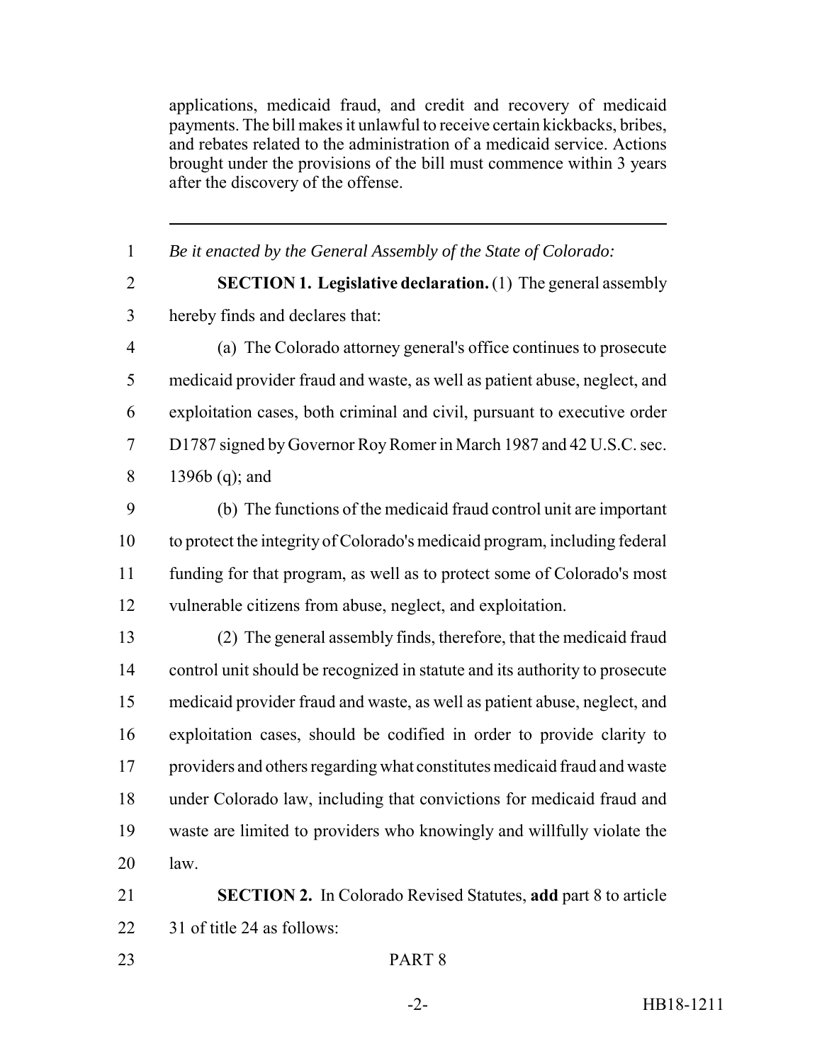applications, medicaid fraud, and credit and recovery of medicaid payments. The bill makes it unlawful to receive certain kickbacks, bribes, and rebates related to the administration of a medicaid service. Actions brought under the provisions of the bill must commence within 3 years after the discovery of the offense.

---

*Be it enacted by the General Assembly of the State of Colorado:*

**SECTION 1. Legislative declaration.** (1) The general assembly hereby finds and declares that:

(a) The Colorado attorney general's office continues to prosecute medicaid provider fraud and waste, as well as patient abuse, neglect, and exploitation cases, both criminal and civil, pursuant to executive order D1787 signed by Governor Roy Romer in March 1987 and 42 U.S.C. sec. 1396b (q); and

(b) The functions of the medicaid fraud control unit are important to protect the integrity of Colorado's medicaid program, including federal funding for that program, as well as to protect some of Colorado's most vulnerable citizens from abuse, neglect, and exploitation.

(2) The general assembly finds, therefore, that the medicaid fraud control unit should be recognized in statute and its authority to prosecute medicaid provider fraud and waste, as well as patient abuse, neglect, and exploitation cases, should be codified in order to provide clarity to providers and others regarding what constitutes medicaid fraud and waste under Colorado law, including that convictions for medicaid fraud and waste are limited to providers who knowingly and willfully violate the law.

**SECTION 2.** In Colorado Revised Statutes, **add** part 8 to article 31 of title 24 as follows:

PART 8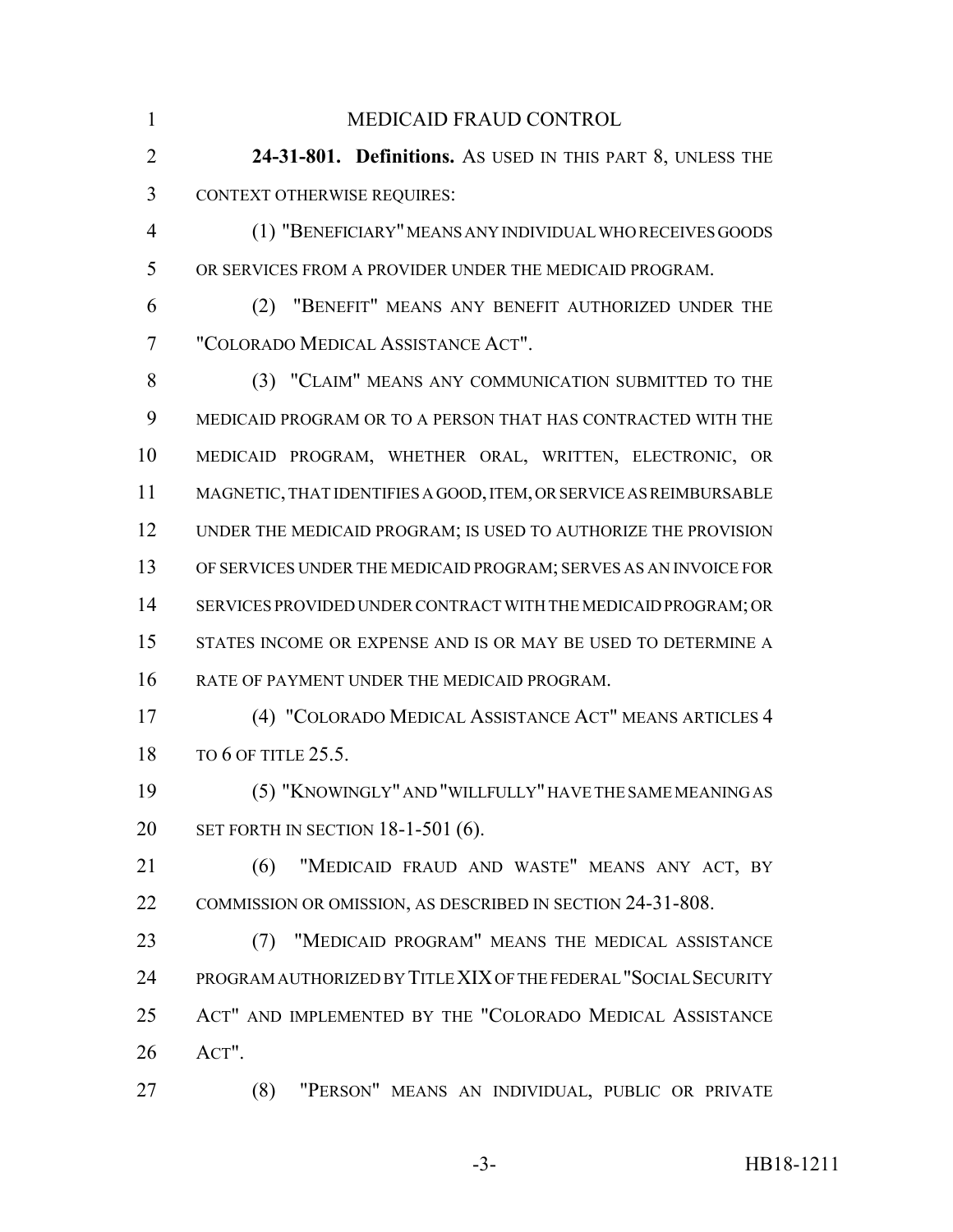MEDICAID FRAUD CONTROL

**24-31-801. Definitions.** AS USED IN THIS PART 8, UNLESS THE CONTEXT OTHERWISE REQUIRES:

(1) "BENEFICIARY" MEANS ANY INDIVIDUAL WHO RECEIVES GOODS OR SERVICES FROM A PROVIDER UNDER THE MEDICAID PROGRAM.

(2) "BENEFIT" MEANS ANY BENEFIT AUTHORIZED UNDER THE "COLORADO MEDICAL ASSISTANCE ACT".

(3) "CLAIM" MEANS ANY COMMUNICATION SUBMITTED TO THE MEDICAID PROGRAM OR TO A PERSON THAT HAS CONTRACTED WITH THE MEDICAID PROGRAM, WHETHER ORAL, WRITTEN, ELECTRONIC, OR MAGNETIC, THAT IDENTIFIES A GOOD, ITEM, OR SERVICE AS REIMBURSABLE UNDER THE MEDICAID PROGRAM; IS USED TO AUTHORIZE THE PROVISION OF SERVICES UNDER THE MEDICAID PROGRAM; SERVES AS AN INVOICE FOR SERVICES PROVIDED UNDER CONTRACT WITH THE MEDICAID PROGRAM; OR STATES INCOME OR EXPENSE AND IS OR MAY BE USED TO DETERMINE A RATE OF PAYMENT UNDER THE MEDICAID PROGRAM.

(4) "COLORADO MEDICAL ASSISTANCE ACT" MEANS ARTICLES 4 TO 6 OF TITLE 25.5.

(5) "KNOWINGLY" AND "WILLFULLY" HAVE THE SAME MEANING AS SET FORTH IN SECTION 18-1-501 (6).

(6) "MEDICAID FRAUD AND WASTE" MEANS ANY ACT, BY COMMISSION OR OMISSION, AS DESCRIBED IN SECTION 24-31-808.

(7) "MEDICAID PROGRAM" MEANS THE MEDICAL ASSISTANCE PROGRAM AUTHORIZED BY TITLE XIX OF THE FEDERAL "SOCIAL SECURITY ACT" AND IMPLEMENTED BY THE "COLORADO MEDICAL ASSISTANCE ACT".

(8) "PERSON" MEANS AN INDIVIDUAL, PUBLIC OR PRIVATE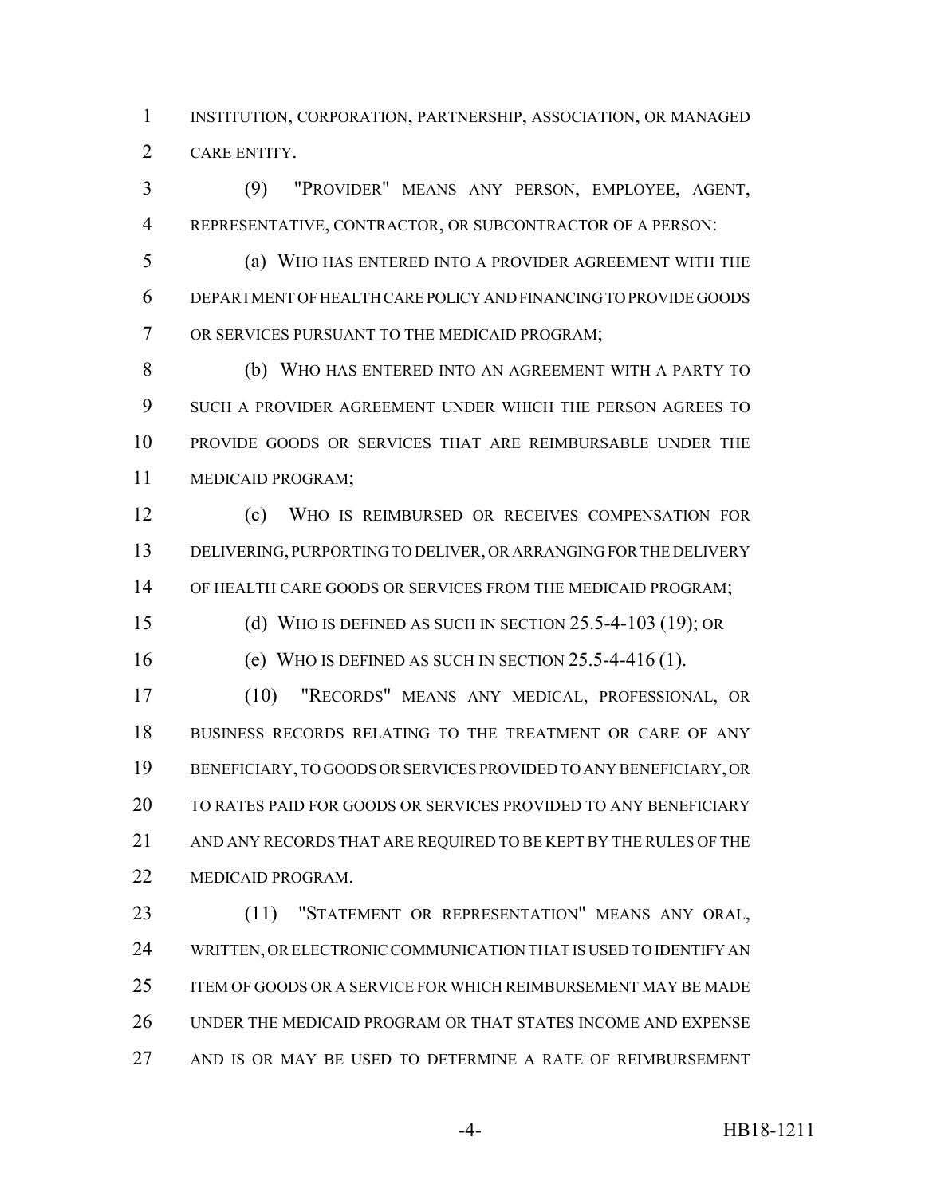INSTITUTION, CORPORATION, PARTNERSHIP, ASSOCIATION, OR MANAGED CARE ENTITY.

(9) "PROVIDER" MEANS ANY PERSON, EMPLOYEE, AGENT, REPRESENTATIVE, CONTRACTOR, OR SUBCONTRACTOR OF A PERSON:

(a) WHO HAS ENTERED INTO A PROVIDER AGREEMENT WITH THE DEPARTMENT OF HEALTH CARE POLICY AND FINANCING TO PROVIDE GOODS OR SERVICES PURSUANT TO THE MEDICAID PROGRAM;

(b) WHO HAS ENTERED INTO AN AGREEMENT WITH A PARTY TO SUCH A PROVIDER AGREEMENT UNDER WHICH THE PERSON AGREES TO PROVIDE GOODS OR SERVICES THAT ARE REIMBURSABLE UNDER THE MEDICAID PROGRAM;

(c) WHO IS REIMBURSED OR RECEIVES COMPENSATION FOR DELIVERING, PURPORTING TO DELIVER, OR ARRANGING FOR THE DELIVERY OF HEALTH CARE GOODS OR SERVICES FROM THE MEDICAID PROGRAM;

(d) WHO IS DEFINED AS SUCH IN SECTION 25.5-4-103 (19); OR

(e) WHO IS DEFINED AS SUCH IN SECTION 25.5-4-416 (1).

(10) "RECORDS" MEANS ANY MEDICAL, PROFESSIONAL, OR BUSINESS RECORDS RELATING TO THE TREATMENT OR CARE OF ANY BENEFICIARY, TO GOODS OR SERVICES PROVIDED TO ANY BENEFICIARY, OR TO RATES PAID FOR GOODS OR SERVICES PROVIDED TO ANY BENEFICIARY AND ANY RECORDS THAT ARE REQUIRED TO BE KEPT BY THE RULES OF THE MEDICAID PROGRAM.

(11) "STATEMENT OR REPRESENTATION" MEANS ANY ORAL, WRITTEN, OR ELECTRONIC COMMUNICATION THAT IS USED TO IDENTIFY AN ITEM OF GOODS OR A SERVICE FOR WHICH REIMBURSEMENT MAY BE MADE UNDER THE MEDICAID PROGRAM OR THAT STATES INCOME AND EXPENSE AND IS OR MAY BE USED TO DETERMINE A RATE OF REIMBURSEMENT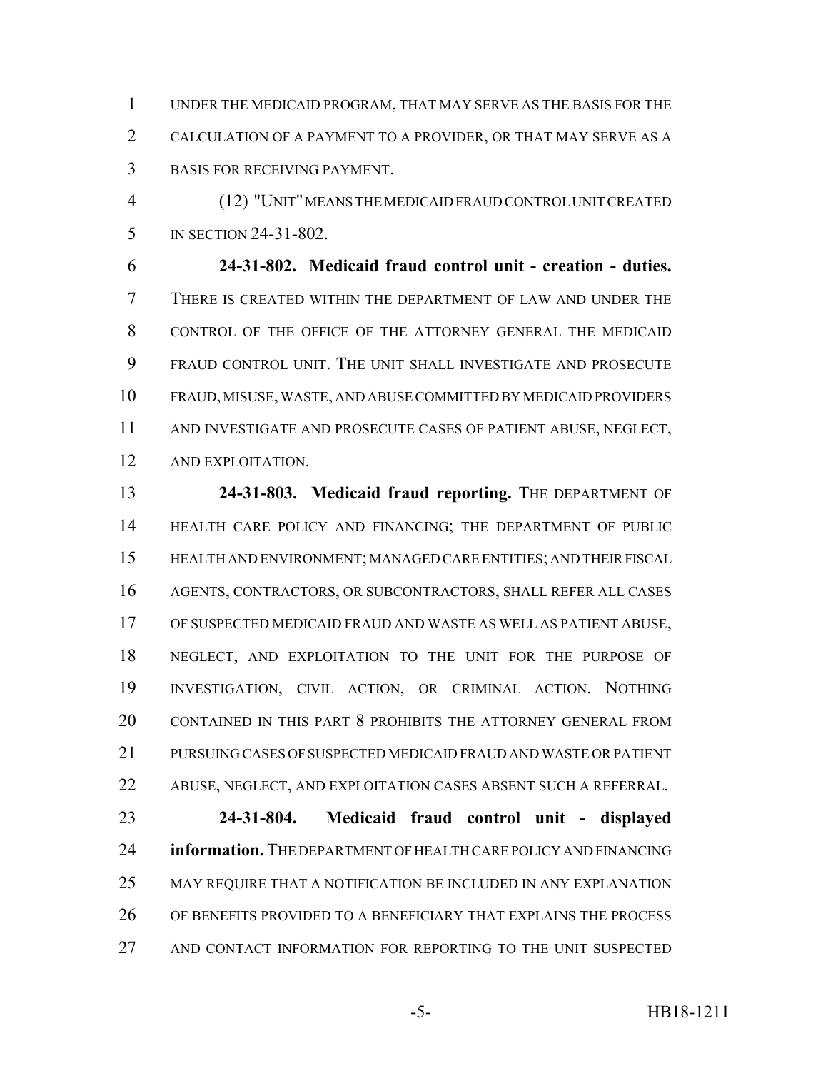UNDER THE MEDICAID PROGRAM, THAT MAY SERVE AS THE BASIS FOR THE CALCULATION OF A PAYMENT TO A PROVIDER, OR THAT MAY SERVE AS A BASIS FOR RECEIVING PAYMENT.

(12) "UNIT" MEANS THE MEDICAID FRAUD CONTROL UNIT CREATED IN SECTION 24-31-802.

**24-31-802. Medicaid fraud control unit - creation - duties.** THERE IS CREATED WITHIN THE DEPARTMENT OF LAW AND UNDER THE CONTROL OF THE OFFICE OF THE ATTORNEY GENERAL THE MEDICAID FRAUD CONTROL UNIT. THE UNIT SHALL INVESTIGATE AND PROSECUTE FRAUD, MISUSE, WASTE, AND ABUSE COMMITTED BY MEDICAID PROVIDERS AND INVESTIGATE AND PROSECUTE CASES OF PATIENT ABUSE, NEGLECT, AND EXPLOITATION.

**24-31-803. Medicaid fraud reporting.** THE DEPARTMENT OF HEALTH CARE POLICY AND FINANCING; THE DEPARTMENT OF PUBLIC HEALTH AND ENVIRONMENT; MANAGED CARE ENTITIES; AND THEIR FISCAL AGENTS, CONTRACTORS, OR SUBCONTRACTORS, SHALL REFER ALL CASES OF SUSPECTED MEDICAID FRAUD AND WASTE AS WELL AS PATIENT ABUSE, NEGLECT, AND EXPLOITATION TO THE UNIT FOR THE PURPOSE OF INVESTIGATION, CIVIL ACTION, OR CRIMINAL ACTION. NOTHING CONTAINED IN THIS PART 8 PROHIBITS THE ATTORNEY GENERAL FROM PURSUING CASES OF SUSPECTED MEDICAID FRAUD AND WASTE OR PATIENT ABUSE, NEGLECT, AND EXPLOITATION CASES ABSENT SUCH A REFERRAL.

**24-31-804. Medicaid fraud control unit - displayed information.** THE DEPARTMENT OF HEALTH CARE POLICY AND FINANCING MAY REQUIRE THAT A NOTIFICATION BE INCLUDED IN ANY EXPLANATION OF BENEFITS PROVIDED TO A BENEFICIARY THAT EXPLAINS THE PROCESS AND CONTACT INFORMATION FOR REPORTING TO THE UNIT SUSPECTED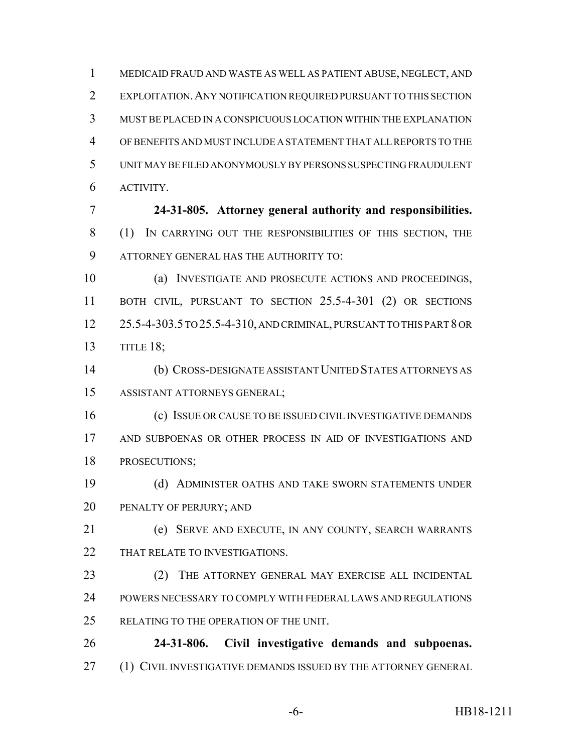MEDICAID FRAUD AND WASTE AS WELL AS PATIENT ABUSE, NEGLECT, AND EXPLOITATION. ANY NOTIFICATION REQUIRED PURSUANT TO THIS SECTION MUST BE PLACED IN A CONSPICUOUS LOCATION WITHIN THE EXPLANATION OF BENEFITS AND MUST INCLUDE A STATEMENT THAT ALL REPORTS TO THE UNIT MAY BE FILED ANONYMOUSLY BY PERSONS SUSPECTING FRAUDULENT ACTIVITY.

**24-31-805. Attorney general authority and responsibilities.** (1) IN CARRYING OUT THE RESPONSIBILITIES OF THIS SECTION, THE ATTORNEY GENERAL HAS THE AUTHORITY TO:

(a) INVESTIGATE AND PROSECUTE ACTIONS AND PROCEEDINGS, BOTH CIVIL, PURSUANT TO SECTION 25.5-4-301 (2) OR SECTIONS 25.5-4-303.5 TO 25.5-4-310, AND CRIMINAL, PURSUANT TO THIS PART 8 OR TITLE 18;

(b) CROSS-DESIGNATE ASSISTANT UNITED STATES ATTORNEYS AS ASSISTANT ATTORNEYS GENERAL;

(c) ISSUE OR CAUSE TO BE ISSUED CIVIL INVESTIGATIVE DEMANDS AND SUBPOENAS OR OTHER PROCESS IN AID OF INVESTIGATIONS AND PROSECUTIONS;

(d) ADMINISTER OATHS AND TAKE SWORN STATEMENTS UNDER PENALTY OF PERJURY; AND

(e) SERVE AND EXECUTE, IN ANY COUNTY, SEARCH WARRANTS THAT RELATE TO INVESTIGATIONS.

(2) THE ATTORNEY GENERAL MAY EXERCISE ALL INCIDENTAL POWERS NECESSARY TO COMPLY WITH FEDERAL LAWS AND REGULATIONS RELATING TO THE OPERATION OF THE UNIT.

**24-31-806. Civil investigative demands and subpoenas.** (1) CIVIL INVESTIGATIVE DEMANDS ISSUED BY THE ATTORNEY GENERAL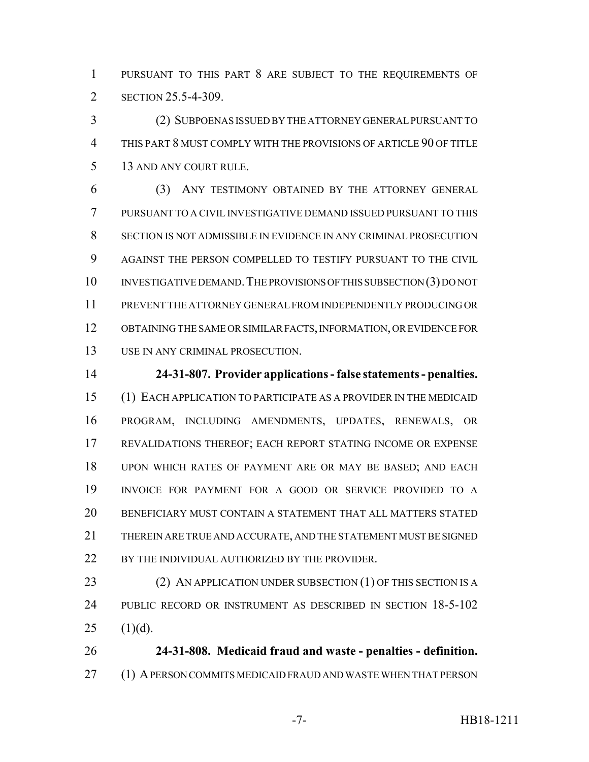PURSUANT TO THIS PART 8 ARE SUBJECT TO THE REQUIREMENTS OF SECTION 25.5-4-309.

(2) SUBPOENAS ISSUED BY THE ATTORNEY GENERAL PURSUANT TO THIS PART 8 MUST COMPLY WITH THE PROVISIONS OF ARTICLE 90 OF TITLE 13 AND ANY COURT RULE.

(3) ANY TESTIMONY OBTAINED BY THE ATTORNEY GENERAL PURSUANT TO A CIVIL INVESTIGATIVE DEMAND ISSUED PURSUANT TO THIS SECTION IS NOT ADMISSIBLE IN EVIDENCE IN ANY CRIMINAL PROSECUTION AGAINST THE PERSON COMPELLED TO TESTIFY PURSUANT TO THE CIVIL INVESTIGATIVE DEMAND. THE PROVISIONS OF THIS SUBSECTION (3) DO NOT PREVENT THE ATTORNEY GENERAL FROM INDEPENDENTLY PRODUCING OR OBTAINING THE SAME OR SIMILAR FACTS, INFORMATION, OR EVIDENCE FOR USE IN ANY CRIMINAL PROSECUTION.

**24-31-807. Provider applications - false statements - penalties.** (1) EACH APPLICATION TO PARTICIPATE AS A PROVIDER IN THE MEDICAID PROGRAM, INCLUDING AMENDMENTS, UPDATES, RENEWALS, OR REVALIDATIONS THEREOF; EACH REPORT STATING INCOME OR EXPENSE UPON WHICH RATES OF PAYMENT ARE OR MAY BE BASED; AND EACH INVOICE FOR PAYMENT FOR A GOOD OR SERVICE PROVIDED TO A BENEFICIARY MUST CONTAIN A STATEMENT THAT ALL MATTERS STATED THEREIN ARE TRUE AND ACCURATE, AND THE STATEMENT MUST BE SIGNED BY THE INDIVIDUAL AUTHORIZED BY THE PROVIDER.

(2) AN APPLICATION UNDER SUBSECTION (1) OF THIS SECTION IS A PUBLIC RECORD OR INSTRUMENT AS DESCRIBED IN SECTION 18-5-102 (1)(d).

**24-31-808. Medicaid fraud and waste - penalties - definition.** (1) A PERSON COMMITS MEDICAID FRAUD AND WASTE WHEN THAT PERSON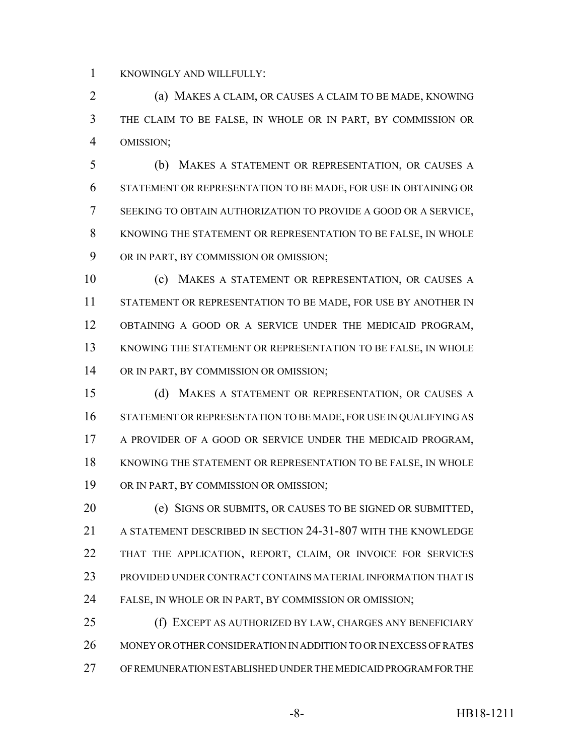KNOWINGLY AND WILLFULLY:

(a) MAKES A CLAIM, OR CAUSES A CLAIM TO BE MADE, KNOWING THE CLAIM TO BE FALSE, IN WHOLE OR IN PART, BY COMMISSION OR OMISSION;

(b) MAKES A STATEMENT OR REPRESENTATION, OR CAUSES A STATEMENT OR REPRESENTATION TO BE MADE, FOR USE IN OBTAINING OR SEEKING TO OBTAIN AUTHORIZATION TO PROVIDE A GOOD OR A SERVICE, KNOWING THE STATEMENT OR REPRESENTATION TO BE FALSE, IN WHOLE OR IN PART, BY COMMISSION OR OMISSION;

(c) MAKES A STATEMENT OR REPRESENTATION, OR CAUSES A STATEMENT OR REPRESENTATION TO BE MADE, FOR USE BY ANOTHER IN OBTAINING A GOOD OR A SERVICE UNDER THE MEDICAID PROGRAM, KNOWING THE STATEMENT OR REPRESENTATION TO BE FALSE, IN WHOLE OR IN PART, BY COMMISSION OR OMISSION;

(d) MAKES A STATEMENT OR REPRESENTATION, OR CAUSES A STATEMENT OR REPRESENTATION TO BE MADE, FOR USE IN QUALIFYING AS A PROVIDER OF A GOOD OR SERVICE UNDER THE MEDICAID PROGRAM, KNOWING THE STATEMENT OR REPRESENTATION TO BE FALSE, IN WHOLE OR IN PART, BY COMMISSION OR OMISSION;

(e) SIGNS OR SUBMITS, OR CAUSES TO BE SIGNED OR SUBMITTED, A STATEMENT DESCRIBED IN SECTION 24-31-807 WITH THE KNOWLEDGE THAT THE APPLICATION, REPORT, CLAIM, OR INVOICE FOR SERVICES PROVIDED UNDER CONTRACT CONTAINS MATERIAL INFORMATION THAT IS FALSE, IN WHOLE OR IN PART, BY COMMISSION OR OMISSION;

(f) EXCEPT AS AUTHORIZED BY LAW, CHARGES ANY BENEFICIARY MONEY OR OTHER CONSIDERATION IN ADDITION TO OR IN EXCESS OF RATES OF REMUNERATION ESTABLISHED UNDER THE MEDICAID PROGRAM FOR THE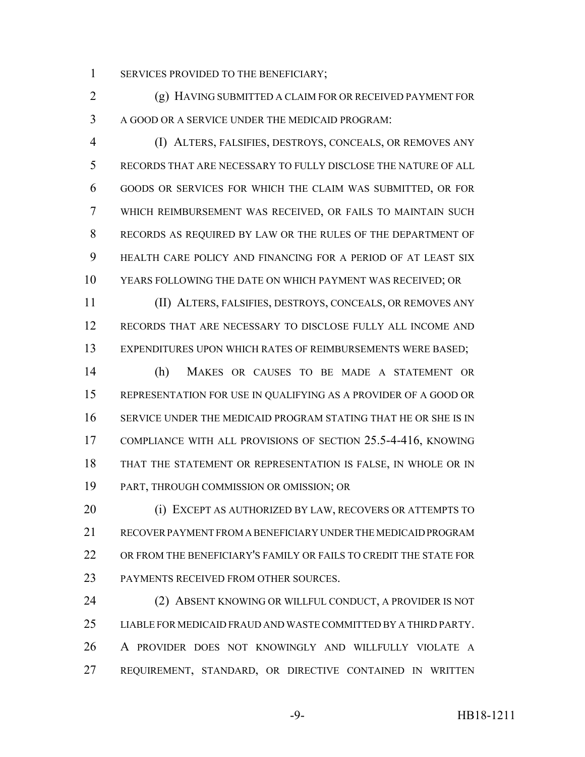SERVICES PROVIDED TO THE BENEFICIARY;

(g) HAVING SUBMITTED A CLAIM FOR OR RECEIVED PAYMENT FOR A GOOD OR A SERVICE UNDER THE MEDICAID PROGRAM:

(I) ALTERS, FALSIFIES, DESTROYS, CONCEALS, OR REMOVES ANY RECORDS THAT ARE NECESSARY TO FULLY DISCLOSE THE NATURE OF ALL GOODS OR SERVICES FOR WHICH THE CLAIM WAS SUBMITTED, OR FOR WHICH REIMBURSEMENT WAS RECEIVED, OR FAILS TO MAINTAIN SUCH RECORDS AS REQUIRED BY LAW OR THE RULES OF THE DEPARTMENT OF HEALTH CARE POLICY AND FINANCING FOR A PERIOD OF AT LEAST SIX YEARS FOLLOWING THE DATE ON WHICH PAYMENT WAS RECEIVED; OR

(II) ALTERS, FALSIFIES, DESTROYS, CONCEALS, OR REMOVES ANY RECORDS THAT ARE NECESSARY TO DISCLOSE FULLY ALL INCOME AND EXPENDITURES UPON WHICH RATES OF REIMBURSEMENTS WERE BASED;

(h) MAKES OR CAUSES TO BE MADE A STATEMENT OR REPRESENTATION FOR USE IN QUALIFYING AS A PROVIDER OF A GOOD OR SERVICE UNDER THE MEDICAID PROGRAM STATING THAT HE OR SHE IS IN COMPLIANCE WITH ALL PROVISIONS OF SECTION 25.5-4-416, KNOWING THAT THE STATEMENT OR REPRESENTATION IS FALSE, IN WHOLE OR IN PART, THROUGH COMMISSION OR OMISSION; OR

(i) EXCEPT AS AUTHORIZED BY LAW, RECOVERS OR ATTEMPTS TO RECOVER PAYMENT FROM A BENEFICIARY UNDER THE MEDICAID PROGRAM OR FROM THE BENEFICIARY'S FAMILY OR FAILS TO CREDIT THE STATE FOR PAYMENTS RECEIVED FROM OTHER SOURCES.

(2) ABSENT KNOWING OR WILLFUL CONDUCT, A PROVIDER IS NOT LIABLE FOR MEDICAID FRAUD AND WASTE COMMITTED BY A THIRD PARTY. A PROVIDER DOES NOT KNOWINGLY AND WILLFULLY VIOLATE A REQUIREMENT, STANDARD, OR DIRECTIVE CONTAINED IN WRITTEN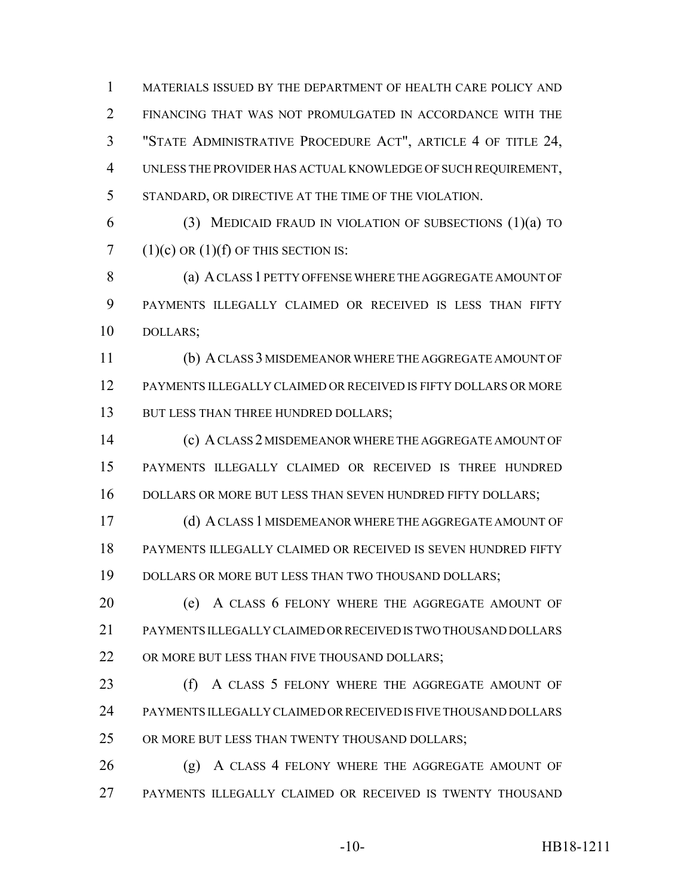MATERIALS ISSUED BY THE DEPARTMENT OF HEALTH CARE POLICY AND FINANCING THAT WAS NOT PROMULGATED IN ACCORDANCE WITH THE "STATE ADMINISTRATIVE PROCEDURE ACT", ARTICLE 4 OF TITLE 24, UNLESS THE PROVIDER HAS ACTUAL KNOWLEDGE OF SUCH REQUIREMENT, STANDARD, OR DIRECTIVE AT THE TIME OF THE VIOLATION.

(3) MEDICAID FRAUD IN VIOLATION OF SUBSECTIONS (1)(a) TO (1)(c) OR (1)(f) OF THIS SECTION IS:

(a) A CLASS 1 PETTY OFFENSE WHERE THE AGGREGATE AMOUNT OF PAYMENTS ILLEGALLY CLAIMED OR RECEIVED IS LESS THAN FIFTY DOLLARS;

(b) A CLASS 3 MISDEMEANOR WHERE THE AGGREGATE AMOUNT OF PAYMENTS ILLEGALLY CLAIMED OR RECEIVED IS FIFTY DOLLARS OR MORE BUT LESS THAN THREE HUNDRED DOLLARS;

(c) A CLASS 2 MISDEMEANOR WHERE THE AGGREGATE AMOUNT OF PAYMENTS ILLEGALLY CLAIMED OR RECEIVED IS THREE HUNDRED DOLLARS OR MORE BUT LESS THAN SEVEN HUNDRED FIFTY DOLLARS;

(d) A CLASS 1 MISDEMEANOR WHERE THE AGGREGATE AMOUNT OF PAYMENTS ILLEGALLY CLAIMED OR RECEIVED IS SEVEN HUNDRED FIFTY DOLLARS OR MORE BUT LESS THAN TWO THOUSAND DOLLARS;

(e) A CLASS 6 FELONY WHERE THE AGGREGATE AMOUNT OF PAYMENTS ILLEGALLY CLAIMED OR RECEIVED IS TWO THOUSAND DOLLARS OR MORE BUT LESS THAN FIVE THOUSAND DOLLARS;

(f) A CLASS 5 FELONY WHERE THE AGGREGATE AMOUNT OF PAYMENTS ILLEGALLY CLAIMED OR RECEIVED IS FIVE THOUSAND DOLLARS OR MORE BUT LESS THAN TWENTY THOUSAND DOLLARS;

(g) A CLASS 4 FELONY WHERE THE AGGREGATE AMOUNT OF PAYMENTS ILLEGALLY CLAIMED OR RECEIVED IS TWENTY THOUSAND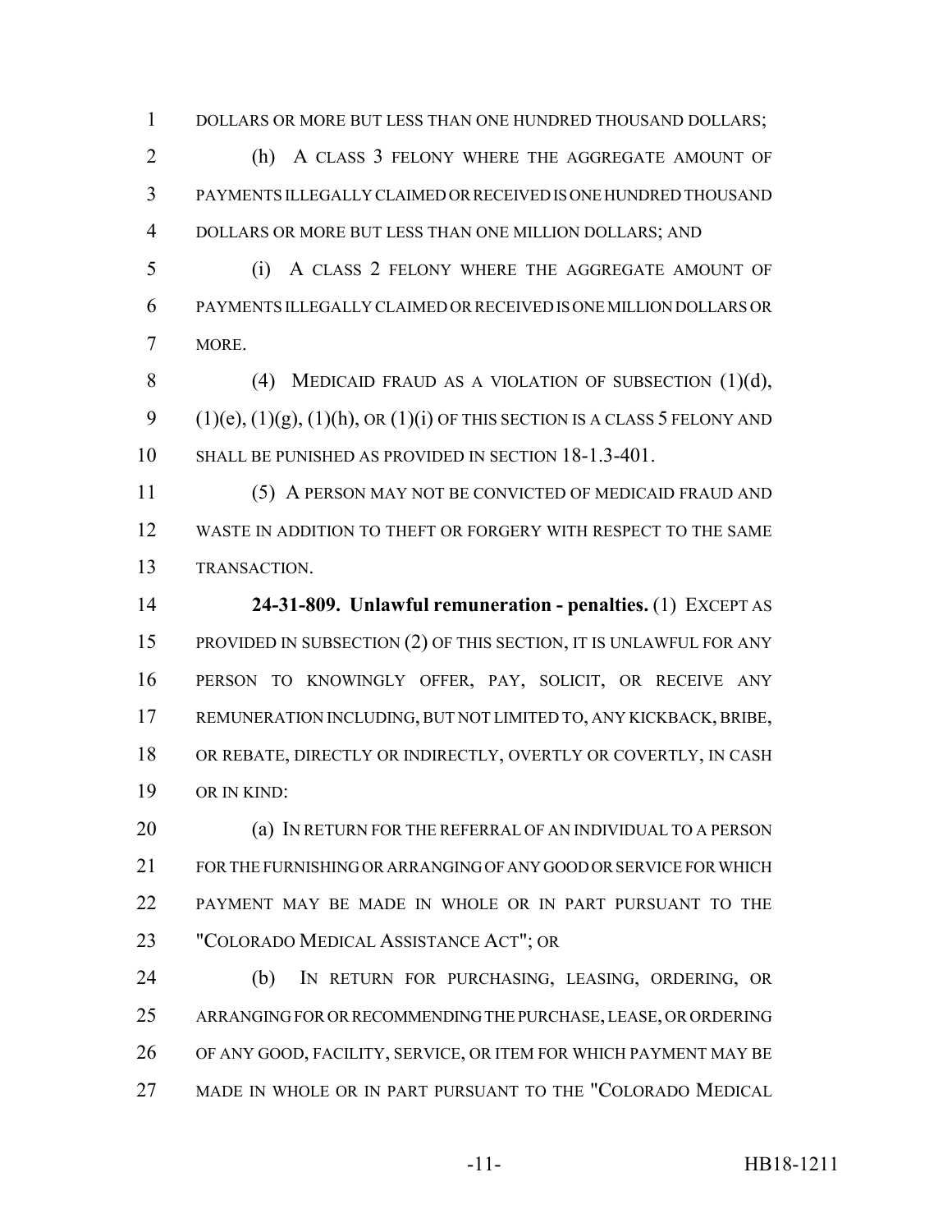DOLLARS OR MORE BUT LESS THAN ONE HUNDRED THOUSAND DOLLARS;

(h) A CLASS 3 FELONY WHERE THE AGGREGATE AMOUNT OF PAYMENTS ILLEGALLY CLAIMED OR RECEIVED IS ONE HUNDRED THOUSAND DOLLARS OR MORE BUT LESS THAN ONE MILLION DOLLARS; AND

(i) A CLASS 2 FELONY WHERE THE AGGREGATE AMOUNT OF PAYMENTS ILLEGALLY CLAIMED OR RECEIVED IS ONE MILLION DOLLARS OR MORE.

(4) MEDICAID FRAUD AS A VIOLATION OF SUBSECTION (1)(d), (1)(e), (1)(g), (1)(h), OR (1)(i) OF THIS SECTION IS A CLASS 5 FELONY AND SHALL BE PUNISHED AS PROVIDED IN SECTION 18-1.3-401.

(5) A PERSON MAY NOT BE CONVICTED OF MEDICAID FRAUD AND WASTE IN ADDITION TO THEFT OR FORGERY WITH RESPECT TO THE SAME TRANSACTION.

**24-31-809. Unlawful remuneration - penalties.** (1) EXCEPT AS PROVIDED IN SUBSECTION (2) OF THIS SECTION, IT IS UNLAWFUL FOR ANY PERSON TO KNOWINGLY OFFER, PAY, SOLICIT, OR RECEIVE ANY REMUNERATION INCLUDING, BUT NOT LIMITED TO, ANY KICKBACK, BRIBE, OR REBATE, DIRECTLY OR INDIRECTLY, OVERTLY OR COVERTLY, IN CASH OR IN KIND:

(a) IN RETURN FOR THE REFERRAL OF AN INDIVIDUAL TO A PERSON FOR THE FURNISHING OR ARRANGING OF ANY GOOD OR SERVICE FOR WHICH PAYMENT MAY BE MADE IN WHOLE OR IN PART PURSUANT TO THE "COLORADO MEDICAL ASSISTANCE ACT"; OR

(b) IN RETURN FOR PURCHASING, LEASING, ORDERING, OR ARRANGING FOR OR RECOMMENDING THE PURCHASE, LEASE, OR ORDERING OF ANY GOOD, FACILITY, SERVICE, OR ITEM FOR WHICH PAYMENT MAY BE MADE IN WHOLE OR IN PART PURSUANT TO THE "COLORADO MEDICAL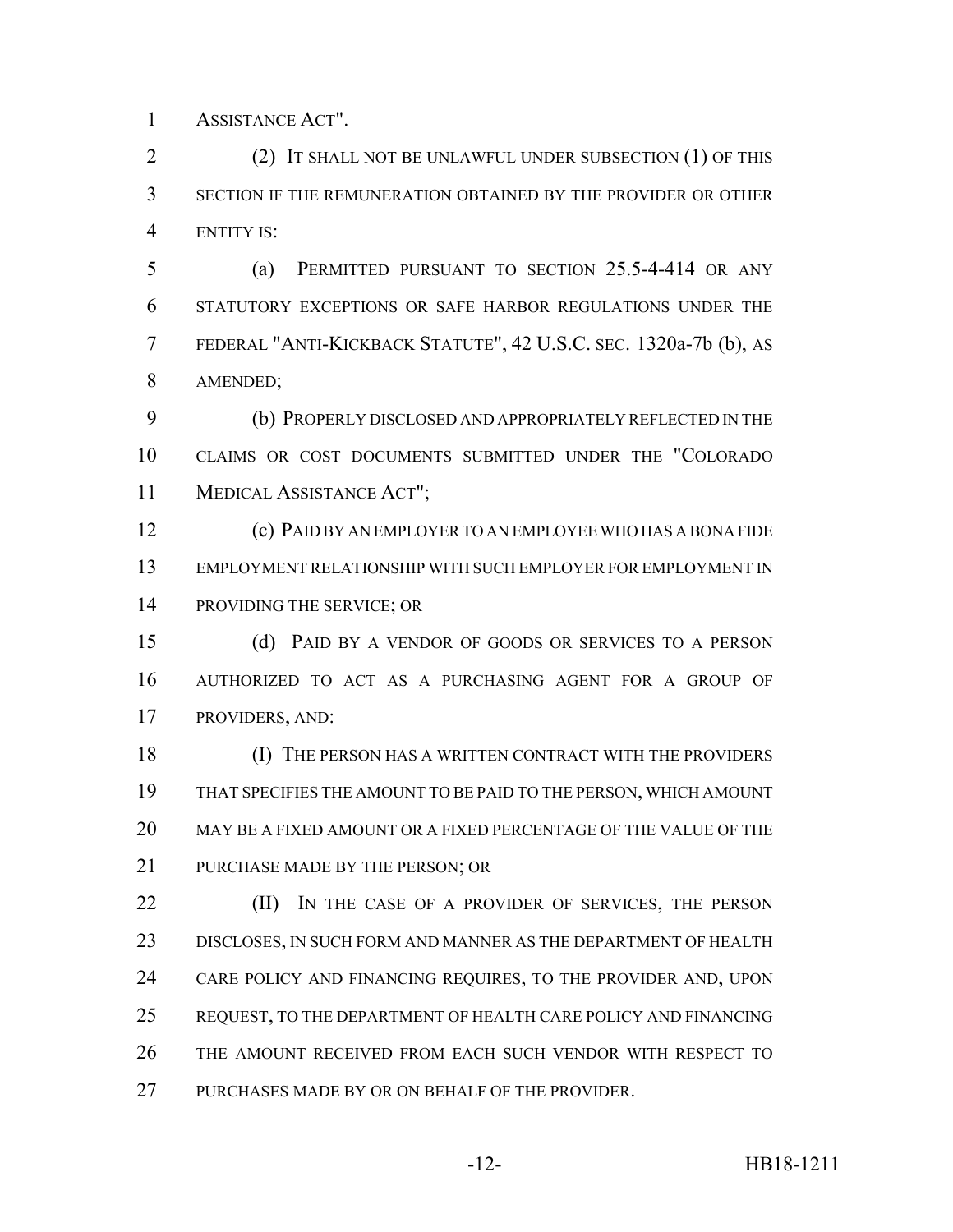ASSISTANCE ACT".

(2) IT SHALL NOT BE UNLAWFUL UNDER SUBSECTION (1) OF THIS SECTION IF THE REMUNERATION OBTAINED BY THE PROVIDER OR OTHER ENTITY IS:

(a) PERMITTED PURSUANT TO SECTION 25.5-4-414 OR ANY STATUTORY EXCEPTIONS OR SAFE HARBOR REGULATIONS UNDER THE FEDERAL "ANTI-KICKBACK STATUTE", 42 U.S.C. SEC. 1320a-7b (b), AS AMENDED;

(b) PROPERLY DISCLOSED AND APPROPRIATELY REFLECTED IN THE CLAIMS OR COST DOCUMENTS SUBMITTED UNDER THE "COLORADO MEDICAL ASSISTANCE ACT";

(c) PAID BY AN EMPLOYER TO AN EMPLOYEE WHO HAS A BONA FIDE EMPLOYMENT RELATIONSHIP WITH SUCH EMPLOYER FOR EMPLOYMENT IN PROVIDING THE SERVICE; OR

(d) PAID BY A VENDOR OF GOODS OR SERVICES TO A PERSON AUTHORIZED TO ACT AS A PURCHASING AGENT FOR A GROUP OF PROVIDERS, AND:

(I) THE PERSON HAS A WRITTEN CONTRACT WITH THE PROVIDERS THAT SPECIFIES THE AMOUNT TO BE PAID TO THE PERSON, WHICH AMOUNT MAY BE A FIXED AMOUNT OR A FIXED PERCENTAGE OF THE VALUE OF THE PURCHASE MADE BY THE PERSON; OR

(II) IN THE CASE OF A PROVIDER OF SERVICES, THE PERSON DISCLOSES, IN SUCH FORM AND MANNER AS THE DEPARTMENT OF HEALTH CARE POLICY AND FINANCING REQUIRES, TO THE PROVIDER AND, UPON REQUEST, TO THE DEPARTMENT OF HEALTH CARE POLICY AND FINANCING THE AMOUNT RECEIVED FROM EACH SUCH VENDOR WITH RESPECT TO PURCHASES MADE BY OR ON BEHALF OF THE PROVIDER.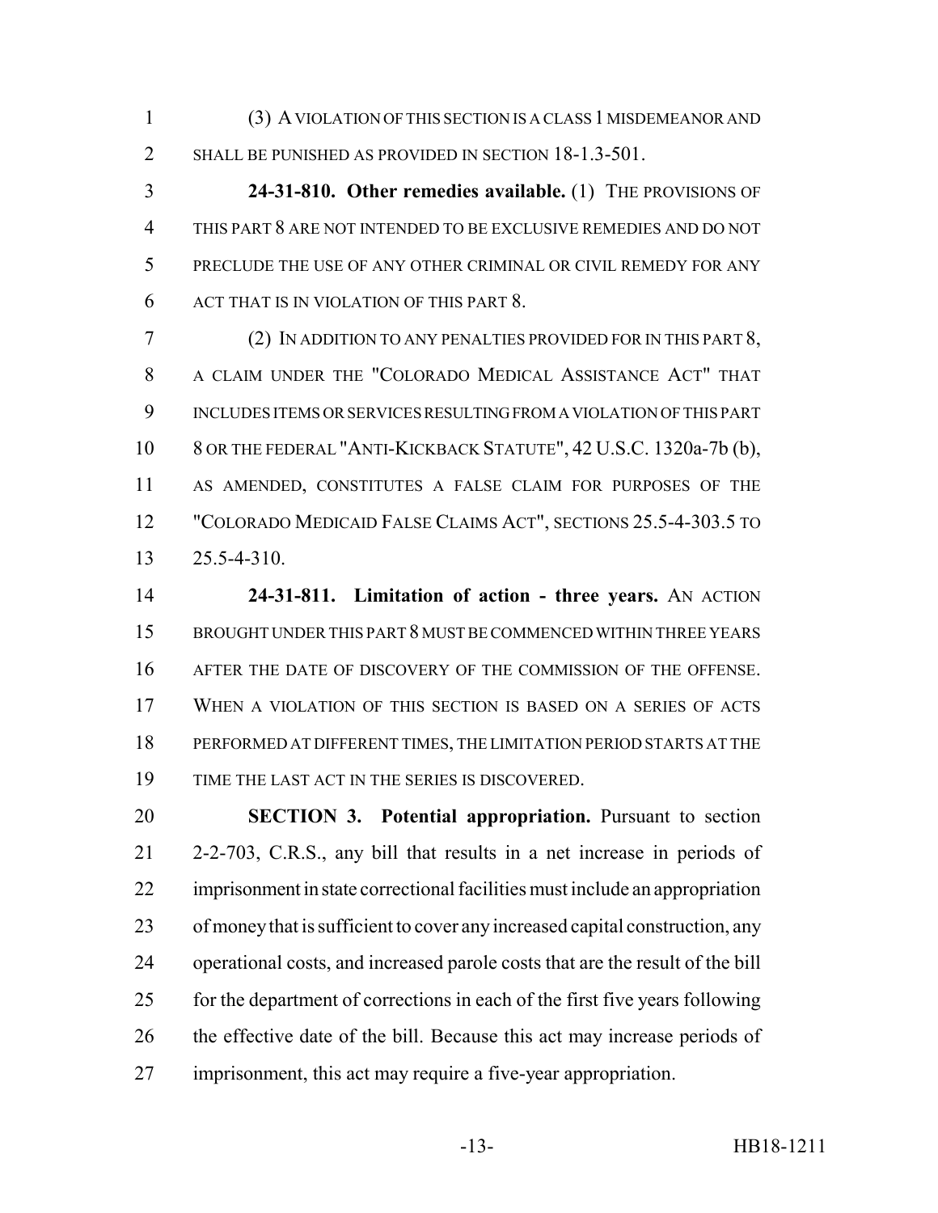(3) A VIOLATION OF THIS SECTION IS A CLASS 1 MISDEMEANOR AND SHALL BE PUNISHED AS PROVIDED IN SECTION 18-1.3-501.

**24-31-810. Other remedies available.** (1) THE PROVISIONS OF THIS PART 8 ARE NOT INTENDED TO BE EXCLUSIVE REMEDIES AND DO NOT PRECLUDE THE USE OF ANY OTHER CRIMINAL OR CIVIL REMEDY FOR ANY ACT THAT IS IN VIOLATION OF THIS PART 8.

(2) IN ADDITION TO ANY PENALTIES PROVIDED FOR IN THIS PART 8, A CLAIM UNDER THE "COLORADO MEDICAL ASSISTANCE ACT" THAT INCLUDES ITEMS OR SERVICES RESULTING FROM A VIOLATION OF THIS PART 8 OR THE FEDERAL "ANTI-KICKBACK STATUTE", 42 U.S.C. 1320a-7b (b), AS AMENDED, CONSTITUTES A FALSE CLAIM FOR PURPOSES OF THE "COLORADO MEDICAID FALSE CLAIMS ACT", SECTIONS 25.5-4-303.5 TO 25.5-4-310.

**24-31-811. Limitation of action - three years.** AN ACTION BROUGHT UNDER THIS PART 8 MUST BE COMMENCED WITHIN THREE YEARS AFTER THE DATE OF DISCOVERY OF THE COMMISSION OF THE OFFENSE. WHEN A VIOLATION OF THIS SECTION IS BASED ON A SERIES OF ACTS PERFORMED AT DIFFERENT TIMES, THE LIMITATION PERIOD STARTS AT THE TIME THE LAST ACT IN THE SERIES IS DISCOVERED.

**SECTION 3. Potential appropriation.** Pursuant to section 2-2-703, C.R.S., any bill that results in a net increase in periods of imprisonment in state correctional facilities must include an appropriation of money that is sufficient to cover any increased capital construction, any operational costs, and increased parole costs that are the result of the bill for the department of corrections in each of the first five years following the effective date of the bill. Because this act may increase periods of imprisonment, this act may require a five-year appropriation.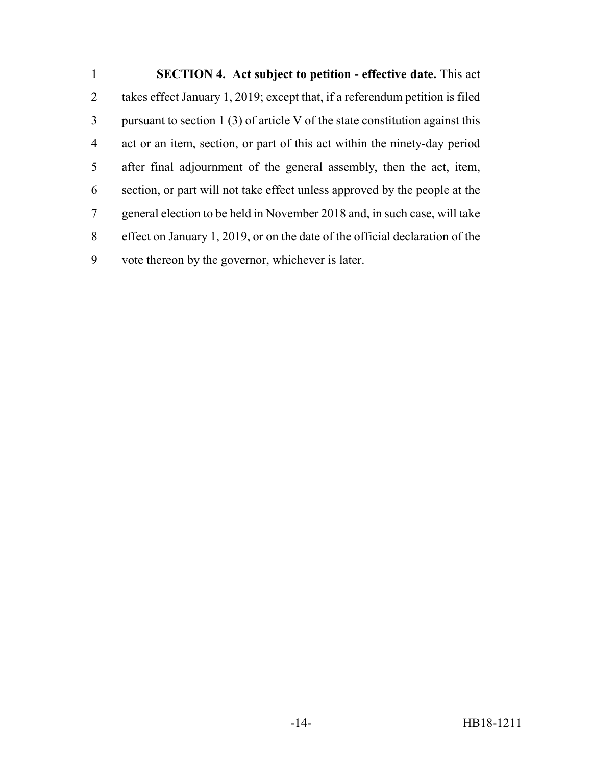**SECTION 4. Act subject to petition - effective date.** This act takes effect January 1, 2019; except that, if a referendum petition is filed pursuant to section 1 (3) of article V of the state constitution against this act or an item, section, or part of this act within the ninety-day period after final adjournment of the general assembly, then the act, item, section, or part will not take effect unless approved by the people at the general election to be held in November 2018 and, in such case, will take effect on January 1, 2019, or on the date of the official declaration of the vote thereon by the governor, whichever is later.